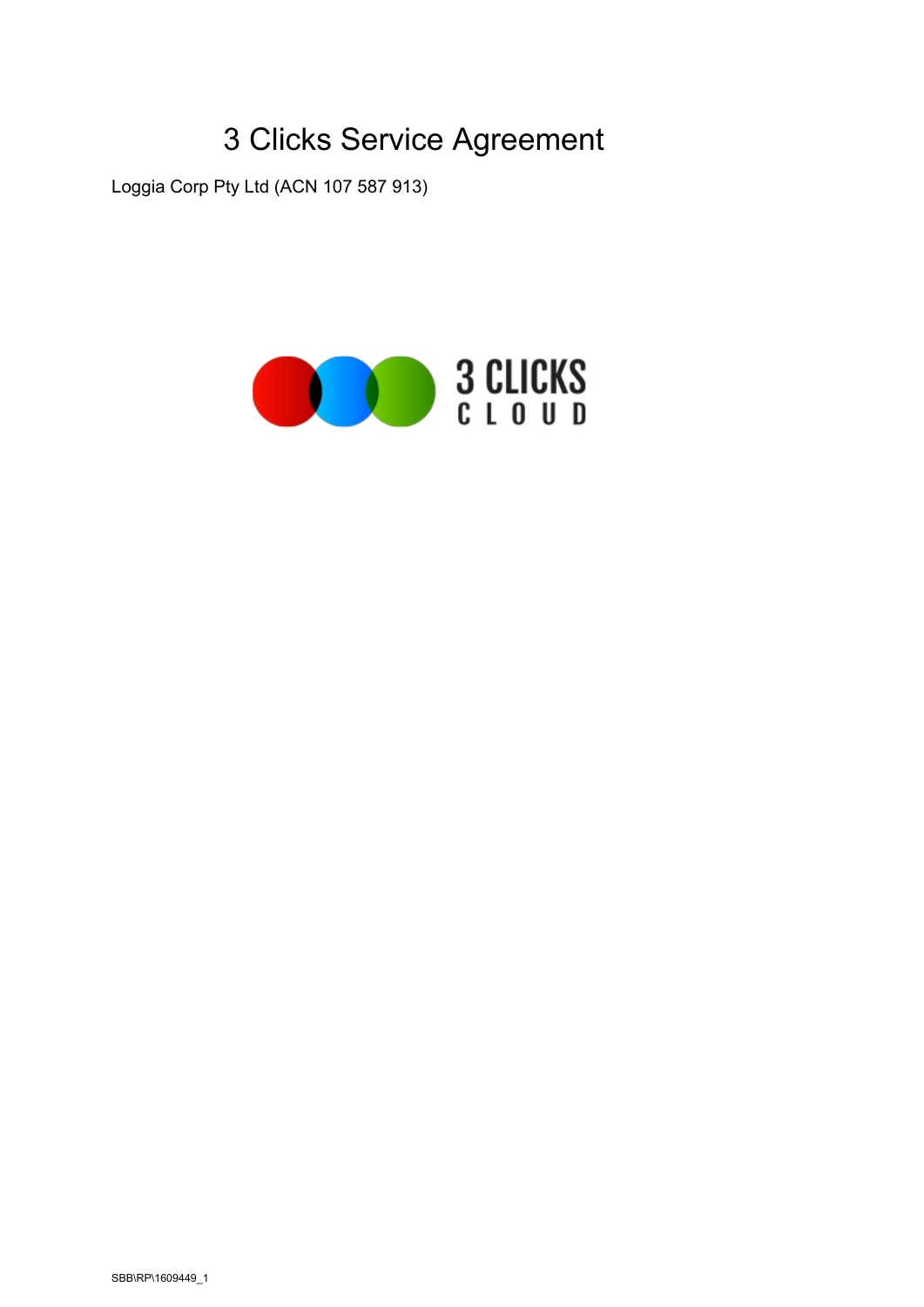# 3 Clicks Service Agreement

Loggia Corp Pty Ltd (ACN 107 587 913)

SBB\RP\1609449_1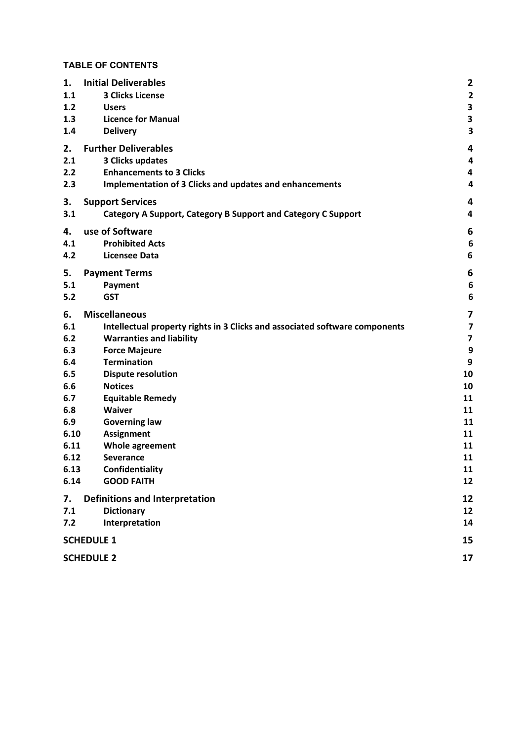**TABLE OF CONTENTS**

| | | |
|---|---|---|
| **1.** | **Initial Deliverables** | **2** |
| **1.1** | **3 Clicks License** | **2** |
| **1.2** | **Users** | **3** |
| **1.3** | **Licence for Manual** | **3** |
| **1.4** | **Delivery** | **3** |
| **2.** | **Further Deliverables** | **4** |
| **2.1** | **3 Clicks updates** | **4** |
| **2.2** | **Enhancements to 3 Clicks** | **4** |
| **2.3** | **Implementation of 3 Clicks and updates and enhancements** | **4** |
| **3.** | **Support Services** | **4** |
| **3.1** | **Category A Support, Category B Support and Category C Support** | **4** |
| **4.** | **use of Software** | **6** |
| **4.1** | **Prohibited Acts** | **6** |
| **4.2** | **Licensee Data** | **6** |
| **5.** | **Payment Terms** | **6** |
| **5.1** | **Payment** | **6** |
| **5.2** | **GST** | **6** |
| **6.** | **Miscellaneous** | **7** |
| **6.1** | **Intellectual property rights in 3 Clicks and associated software components** | **7** |
| **6.2** | **Warranties and liability** | **7** |
| **6.3** | **Force Majeure** | **9** |
| **6.4** | **Termination** | **9** |
| **6.5** | **Dispute resolution** | **10** |
| **6.6** | **Notices** | **10** |
| **6.7** | **Equitable Remedy** | **11** |
| **6.8** | **Waiver** | **11** |
| **6.9** | **Governing law** | **11** |
| **6.10** | **Assignment** | **11** |
| **6.11** | **Whole agreement** | **11** |
| **6.12** | **Severance** | **11** |
| **6.13** | **Confidentiality** | **11** |
| **6.14** | **GOOD FAITH** | **12** |
| **7.** | **Definitions and Interpretation** | **12** |
| **7.1** | **Dictionary** | **12** |
| **7.2** | **Interpretation** | **14** |
| **SCHEDULE 1** | | **15** |
| **SCHEDULE 2** | | **17** |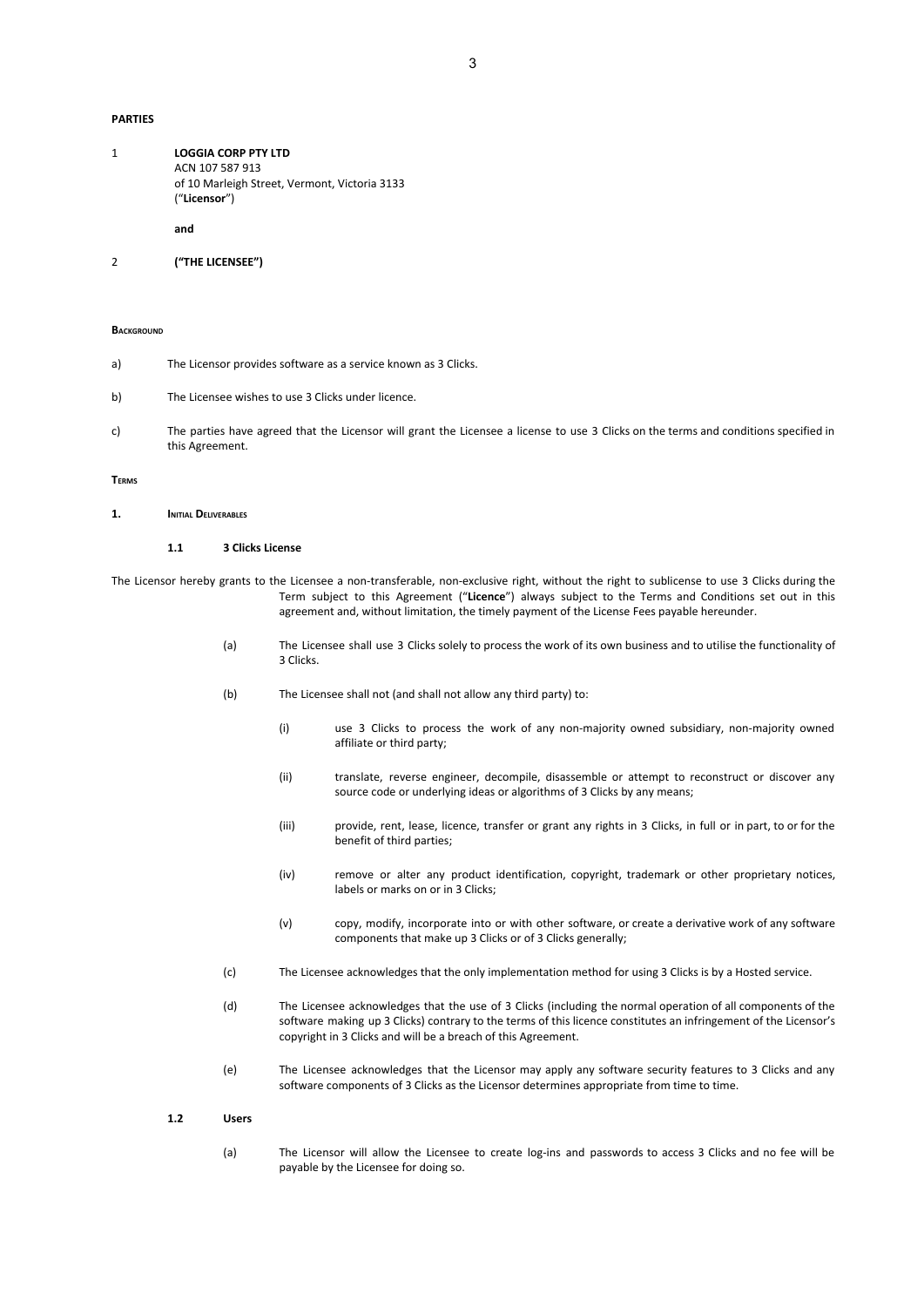**PARTIES**

1 **LOGGIA CORP PTY LTD**
ACN 107 587 913
of 10 Marleigh Street, Vermont, Victoria 3133
("**Licensor**")

**and**

2 **("THE LICENSEE")**

**BACKGROUND**

a) The Licensor provides software as a service known as 3 Clicks.

b) The Licensee wishes to use 3 Clicks under licence.

c) The parties have agreed that the Licensor will grant the Licensee a license to use 3 Clicks on the terms and conditions specified in this Agreement.

**TERMS**

## 1. INITIAL DELIVERABLES

### 1.1 3 Clicks License

The Licensor hereby grants to the Licensee a non-transferable, non-exclusive right, without the right to sublicense to use 3 Clicks during the Term subject to this Agreement ("**Licence**") always subject to the Terms and Conditions set out in this agreement and, without limitation, the timely payment of the License Fees payable hereunder.

(a) The Licensee shall use 3 Clicks solely to process the work of its own business and to utilise the functionality of 3 Clicks.

(b) The Licensee shall not (and shall not allow any third party) to:

(i) use 3 Clicks to process the work of any non-majority owned subsidiary, non-majority owned affiliate or third party;

(ii) translate, reverse engineer, decompile, disassemble or attempt to reconstruct or discover any source code or underlying ideas or algorithms of 3 Clicks by any means;

(iii) provide, rent, lease, licence, transfer or grant any rights in 3 Clicks, in full or in part, to or for the benefit of third parties;

(iv) remove or alter any product identification, copyright, trademark or other proprietary notices, labels or marks on or in 3 Clicks;

(v) copy, modify, incorporate into or with other software, or create a derivative work of any software components that make up 3 Clicks or of 3 Clicks generally;

(c) The Licensee acknowledges that the only implementation method for using 3 Clicks is by a Hosted service.

(d) The Licensee acknowledges that the use of 3 Clicks (including the normal operation of all components of the software making up 3 Clicks) contrary to the terms of this licence constitutes an infringement of the Licensor's copyright in 3 Clicks and will be a breach of this Agreement.

(e) The Licensee acknowledges that the Licensor may apply any software security features to 3 Clicks and any software components of 3 Clicks as the Licensor determines appropriate from time to time.

### 1.2 Users

(a) The Licensor will allow the Licensee to create log-ins and passwords to access 3 Clicks and no fee will be payable by the Licensee for doing so.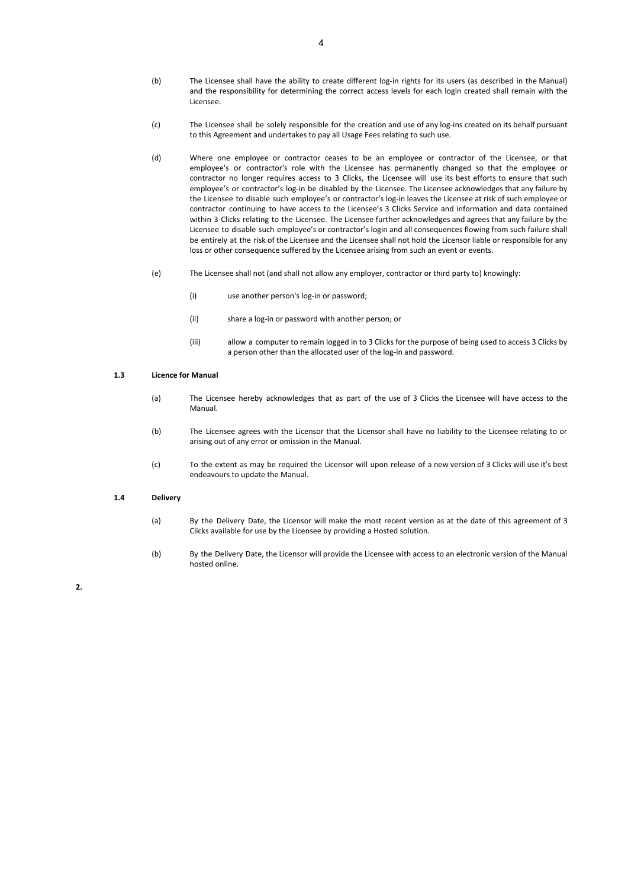(b) The Licensee shall have the ability to create different log-in rights for its users (as described in the Manual) and the responsibility for determining the correct access levels for each login created shall remain with the Licensee.

(c) The Licensee shall be solely responsible for the creation and use of any log-ins created on its behalf pursuant to this Agreement and undertakes to pay all Usage Fees relating to such use.

(d) Where one employee or contractor ceases to be an employee or contractor of the Licensee, or that employee's or contractor's role with the Licensee has permanently changed so that the employee or contractor no longer requires access to 3 Clicks, the Licensee will use its best efforts to ensure that such employee's or contractor's log-in be disabled by the Licensee. The Licensee acknowledges that any failure by the Licensee to disable such employee's or contractor's log-in leaves the Licensee at risk of such employee or contractor continuing to have access to the Licensee's 3 Clicks Service and information and data contained within 3 Clicks relating to the Licensee. The Licensee further acknowledges and agrees that any failure by the Licensee to disable such employee's or contractor's login and all consequences flowing from such failure shall be entirely at the risk of the Licensee and the Licensee shall not hold the Licensor liable or responsible for any loss or other consequence suffered by the Licensee arising from such an event or events.

(e) The Licensee shall not (and shall not allow any employer, contractor or third party to) knowingly:

(i) use another person's log-in or password;

(ii) share a log-in or password with another person; or

(iii) allow a computer to remain logged in to 3 Clicks for the purpose of being used to access 3 Clicks by a person other than the allocated user of the log-in and password.

**1.3 Licence for Manual**

(a) The Licensee hereby acknowledges that as part of the use of 3 Clicks the Licensee will have access to the Manual.

(b) The Licensee agrees with the Licensor that the Licensor shall have no liability to the Licensee relating to or arising out of any error or omission in the Manual.

(c) To the extent as may be required the Licensor will upon release of a new version of 3 Clicks will use it's best endeavours to update the Manual.

**1.4 Delivery**

(a) By the Delivery Date, the Licensor will make the most recent version as at the date of this agreement of 3 Clicks available for use by the Licensee by providing a Hosted solution.

(b) By the Delivery Date, the Licensor will provide the Licensee with access to an electronic version of the Manual hosted online.

**2.**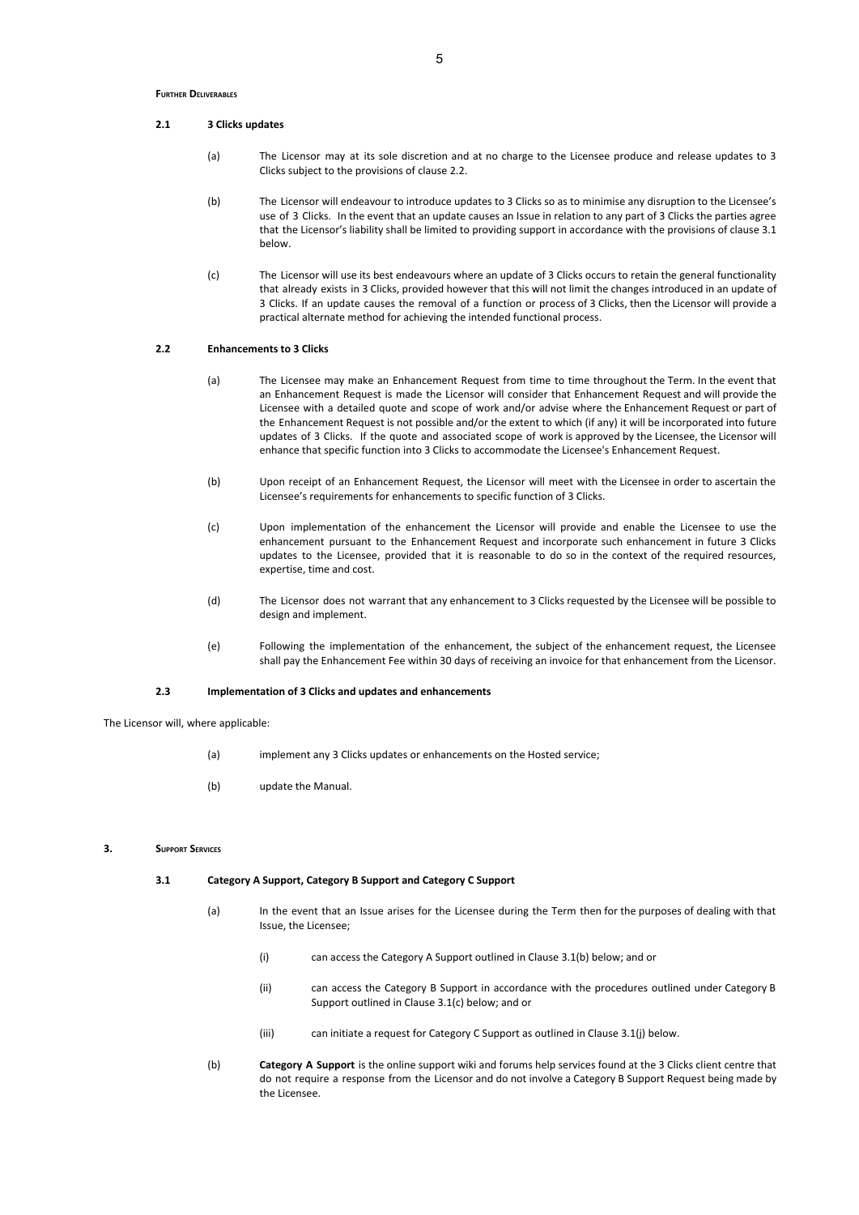**Further Deliverables**

**2.1 3 Clicks updates**

(a) The Licensor may at its sole discretion and at no charge to the Licensee produce and release updates to 3 Clicks subject to the provisions of clause 2.2.

(b) The Licensor will endeavour to introduce updates to 3 Clicks so as to minimise any disruption to the Licensee's use of 3 Clicks. In the event that an update causes an Issue in relation to any part of 3 Clicks the parties agree that the Licensor's liability shall be limited to providing support in accordance with the provisions of clause 3.1 below.

(c) The Licensor will use its best endeavours where an update of 3 Clicks occurs to retain the general functionality that already exists in 3 Clicks, provided however that this will not limit the changes introduced in an update of 3 Clicks. If an update causes the removal of a function or process of 3 Clicks, then the Licensor will provide a practical alternate method for achieving the intended functional process.

**2.2 Enhancements to 3 Clicks**

(a) The Licensee may make an Enhancement Request from time to time throughout the Term. In the event that an Enhancement Request is made the Licensor will consider that Enhancement Request and will provide the Licensee with a detailed quote and scope of work and/or advise where the Enhancement Request or part of the Enhancement Request is not possible and/or the extent to which (if any) it will be incorporated into future updates of 3 Clicks. If the quote and associated scope of work is approved by the Licensee, the Licensor will enhance that specific function into 3 Clicks to accommodate the Licensee's Enhancement Request.

(b) Upon receipt of an Enhancement Request, the Licensor will meet with the Licensee in order to ascertain the Licensee's requirements for enhancements to specific function of 3 Clicks.

(c) Upon implementation of the enhancement the Licensor will provide and enable the Licensee to use the enhancement pursuant to the Enhancement Request and incorporate such enhancement in future 3 Clicks updates to the Licensee, provided that it is reasonable to do so in the context of the required resources, expertise, time and cost.

(d) The Licensor does not warrant that any enhancement to 3 Clicks requested by the Licensee will be possible to design and implement.

(e) Following the implementation of the enhancement, the subject of the enhancement request, the Licensee shall pay the Enhancement Fee within 30 days of receiving an invoice for that enhancement from the Licensor.

**2.3 Implementation of 3 Clicks and updates and enhancements**

The Licensor will, where applicable:

(a) implement any 3 Clicks updates or enhancements on the Hosted service;

(b) update the Manual.

**3. Support Services**

**3.1 Category A Support, Category B Support and Category C Support**

(a) In the event that an Issue arises for the Licensee during the Term then for the purposes of dealing with that Issue, the Licensee;

(i) can access the Category A Support outlined in Clause 3.1(b) below; and or

(ii) can access the Category B Support in accordance with the procedures outlined under Category B Support outlined in Clause 3.1(c) below; and or

(iii) can initiate a request for Category C Support as outlined in Clause 3.1(j) below.

(b) **Category A Support** is the online support wiki and forums help services found at the 3 Clicks client centre that do not require a response from the Licensor and do not involve a Category B Support Request being made by the Licensee.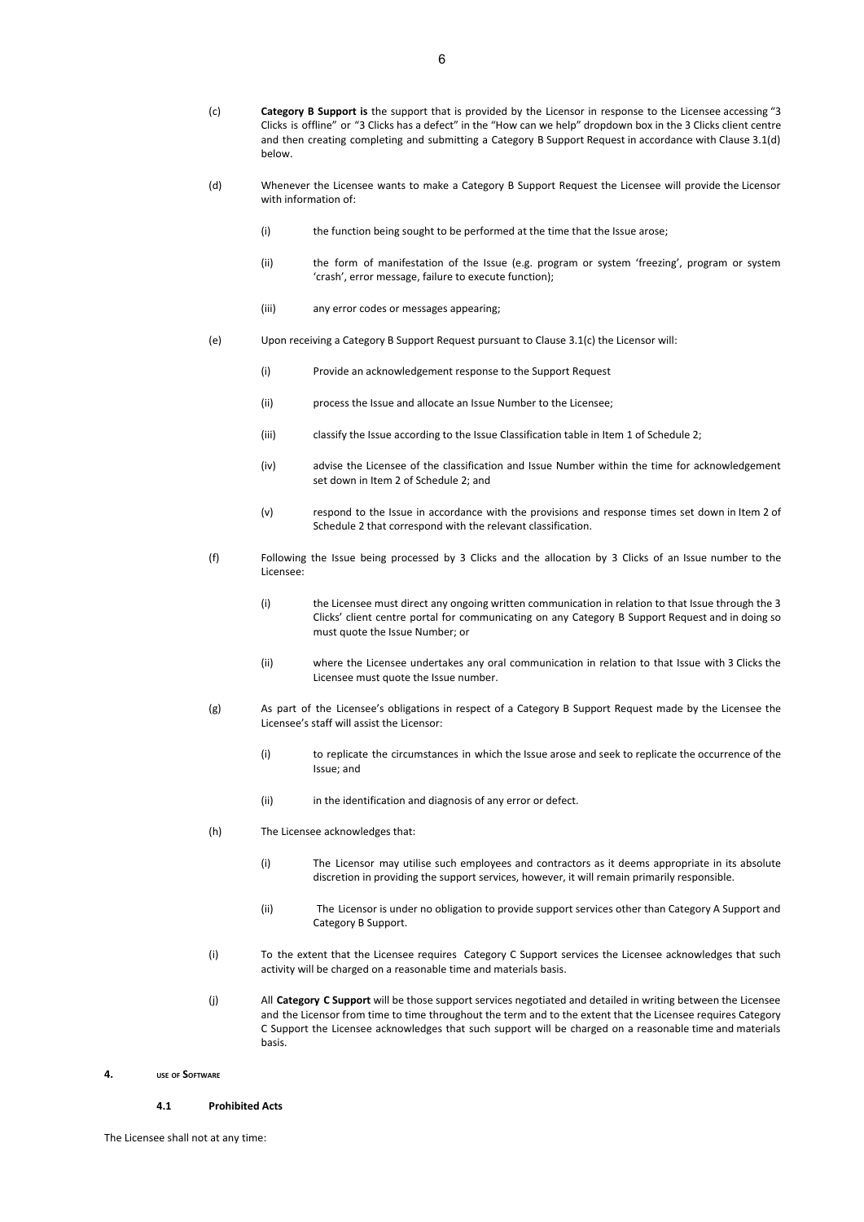(c) **Category B Support is** the support that is provided by the Licensor in response to the Licensee accessing "3 Clicks is offline" or "3 Clicks has a defect" in the "How can we help" dropdown box in the 3 Clicks client centre and then creating completing and submitting a Category B Support Request in accordance with Clause 3.1(d) below.

(d) Whenever the Licensee wants to make a Category B Support Request the Licensee will provide the Licensor with information of:

(i) the function being sought to be performed at the time that the Issue arose;

(ii) the form of manifestation of the Issue (e.g. program or system 'freezing', program or system 'crash', error message, failure to execute function);

(iii) any error codes or messages appearing;

(e) Upon receiving a Category B Support Request pursuant to Clause 3.1(c) the Licensor will:

(i) Provide an acknowledgement response to the Support Request

(ii) process the Issue and allocate an Issue Number to the Licensee;

(iii) classify the Issue according to the Issue Classification table in Item 1 of Schedule 2;

(iv) advise the Licensee of the classification and Issue Number within the time for acknowledgement set down in Item 2 of Schedule 2; and

(v) respond to the Issue in accordance with the provisions and response times set down in Item 2 of Schedule 2 that correspond with the relevant classification.

(f) Following the Issue being processed by 3 Clicks and the allocation by 3 Clicks of an Issue number to the Licensee:

(i) the Licensee must direct any ongoing written communication in relation to that Issue through the 3 Clicks' client centre portal for communicating on any Category B Support Request and in doing so must quote the Issue Number; or

(ii) where the Licensee undertakes any oral communication in relation to that Issue with 3 Clicks the Licensee must quote the Issue number.

(g) As part of the Licensee's obligations in respect of a Category B Support Request made by the Licensee the Licensee's staff will assist the Licensor:

(i) to replicate the circumstances in which the Issue arose and seek to replicate the occurrence of the Issue; and

(ii) in the identification and diagnosis of any error or defect.

(h) The Licensee acknowledges that:

(i) The Licensor may utilise such employees and contractors as it deems appropriate in its absolute discretion in providing the support services, however, it will remain primarily responsible.

(ii) The Licensor is under no obligation to provide support services other than Category A Support and Category B Support.

(i) To the extent that the Licensee requires Category C Support services the Licensee acknowledges that such activity will be charged on a reasonable time and materials basis.

(j) All **Category C Support** will be those support services negotiated and detailed in writing between the Licensee and the Licensor from time to time throughout the term and to the extent that the Licensee requires Category C Support the Licensee acknowledges that such support will be charged on a reasonable time and materials basis.

## 4. USE OF SOFTWARE

### 4.1 Prohibited Acts

The Licensee shall not at any time: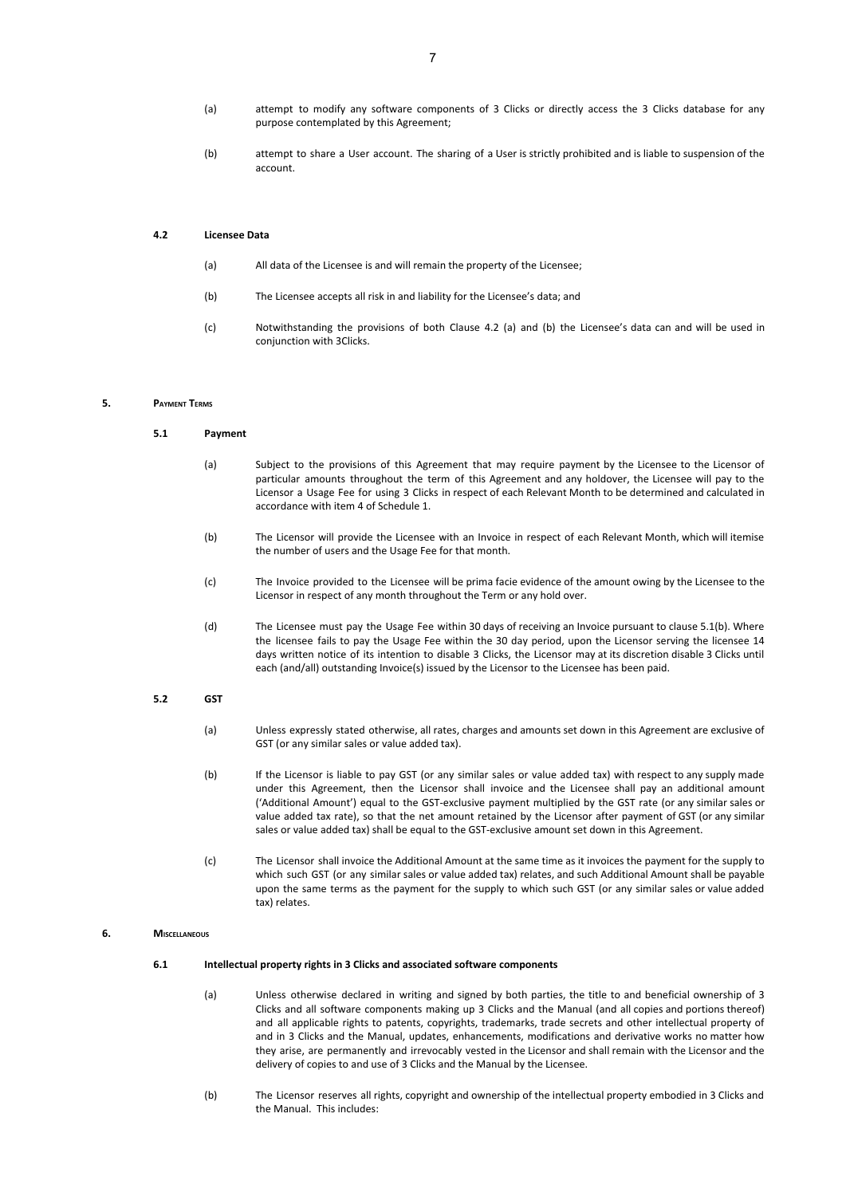(a) attempt to modify any software components of 3 Clicks or directly access the 3 Clicks database for any purpose contemplated by this Agreement;

(b) attempt to share a User account. The sharing of a User is strictly prohibited and is liable to suspension of the account.

#### 4.2 Licensee Data

(a) All data of the Licensee is and will remain the property of the Licensee;

(b) The Licensee accepts all risk in and liability for the Licensee's data; and

(c) Notwithstanding the provisions of both Clause 4.2 (a) and (b) the Licensee's data can and will be used in conjunction with 3Clicks.

### 5. Payment Terms

#### 5.1 Payment

(a) Subject to the provisions of this Agreement that may require payment by the Licensee to the Licensor of particular amounts throughout the term of this Agreement and any holdover, the Licensee will pay to the Licensor a Usage Fee for using 3 Clicks in respect of each Relevant Month to be determined and calculated in accordance with item 4 of Schedule 1.

(b) The Licensor will provide the Licensee with an Invoice in respect of each Relevant Month, which will itemise the number of users and the Usage Fee for that month.

(c) The Invoice provided to the Licensee will be prima facie evidence of the amount owing by the Licensee to the Licensor in respect of any month throughout the Term or any hold over.

(d) The Licensee must pay the Usage Fee within 30 days of receiving an Invoice pursuant to clause 5.1(b). Where the licensee fails to pay the Usage Fee within the 30 day period, upon the Licensor serving the licensee 14 days written notice of its intention to disable 3 Clicks, the Licensor may at its discretion disable 3 Clicks until each (and/all) outstanding Invoice(s) issued by the Licensor to the Licensee has been paid.

#### 5.2 GST

(a) Unless expressly stated otherwise, all rates, charges and amounts set down in this Agreement are exclusive of GST (or any similar sales or value added tax).

(b) If the Licensor is liable to pay GST (or any similar sales or value added tax) with respect to any supply made under this Agreement, then the Licensor shall invoice and the Licensee shall pay an additional amount ('Additional Amount') equal to the GST-exclusive payment multiplied by the GST rate (or any similar sales or value added tax rate), so that the net amount retained by the Licensor after payment of GST (or any similar sales or value added tax) shall be equal to the GST-exclusive amount set down in this Agreement.

(c) The Licensor shall invoice the Additional Amount at the same time as it invoices the payment for the supply to which such GST (or any similar sales or value added tax) relates, and such Additional Amount shall be payable upon the same terms as the payment for the supply to which such GST (or any similar sales or value added tax) relates.

### 6. Miscellaneous

#### 6.1 Intellectual property rights in 3 Clicks and associated software components

(a) Unless otherwise declared in writing and signed by both parties, the title to and beneficial ownership of 3 Clicks and all software components making up 3 Clicks and the Manual (and all copies and portions thereof) and all applicable rights to patents, copyrights, trademarks, trade secrets and other intellectual property of and in 3 Clicks and the Manual, updates, enhancements, modifications and derivative works no matter how they arise, are permanently and irrevocably vested in the Licensor and shall remain with the Licensor and the delivery of copies to and use of 3 Clicks and the Manual by the Licensee.

(b) The Licensor reserves all rights, copyright and ownership of the intellectual property embodied in 3 Clicks and the Manual. This includes: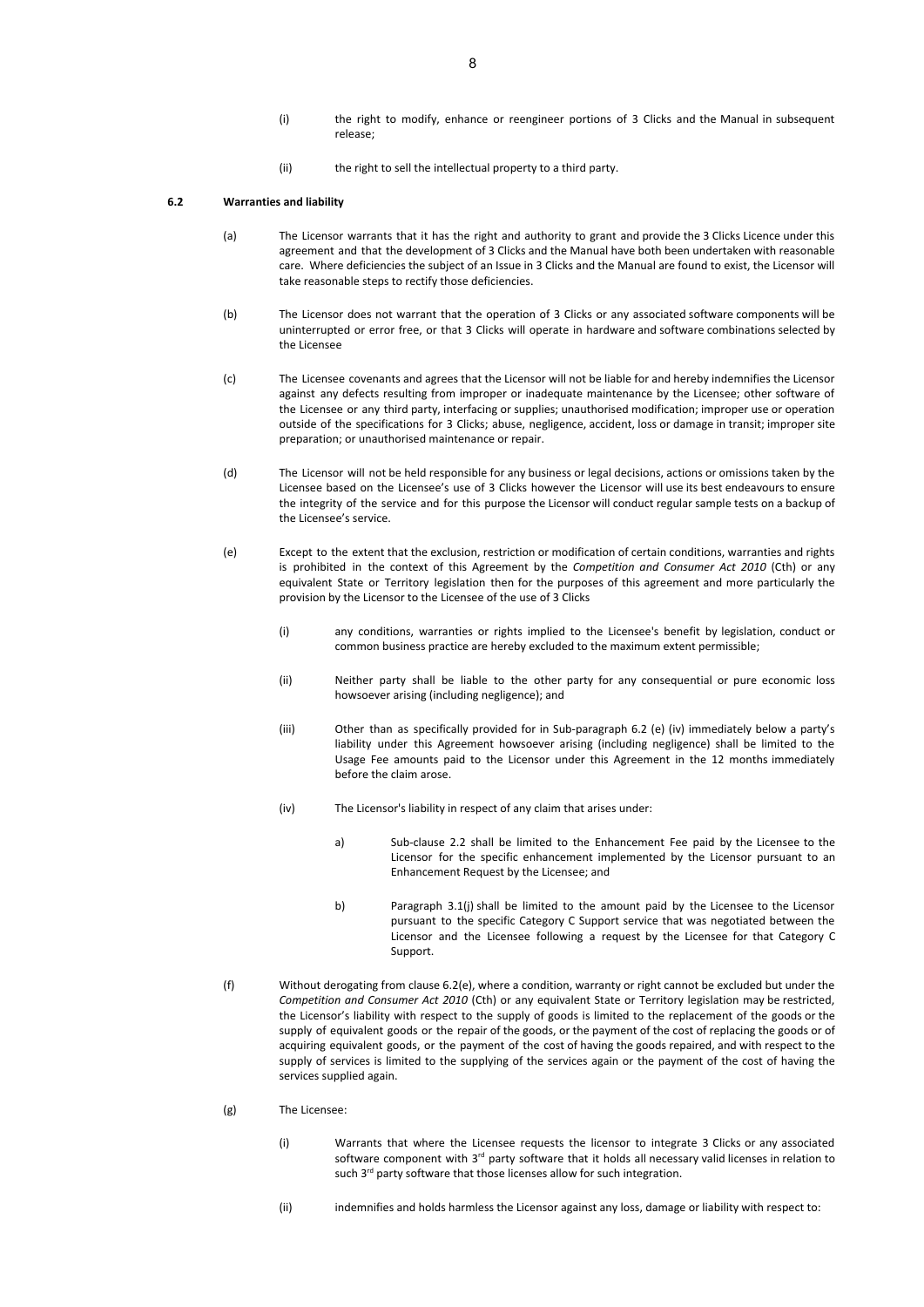(i) the right to modify, enhance or reengineer portions of 3 Clicks and the Manual in subsequent release;

(ii) the right to sell the intellectual property to a third party.

**6.2 Warranties and liability**

(a) The Licensor warrants that it has the right and authority to grant and provide the 3 Clicks Licence under this agreement and that the development of 3 Clicks and the Manual have both been undertaken with reasonable care. Where deficiencies the subject of an Issue in 3 Clicks and the Manual are found to exist, the Licensor will take reasonable steps to rectify those deficiencies.

(b) The Licensor does not warrant that the operation of 3 Clicks or any associated software components will be uninterrupted or error free, or that 3 Clicks will operate in hardware and software combinations selected by the Licensee

(c) The Licensee covenants and agrees that the Licensor will not be liable for and hereby indemnifies the Licensor against any defects resulting from improper or inadequate maintenance by the Licensee; other software of the Licensee or any third party, interfacing or supplies; unauthorised modification; improper use or operation outside of the specifications for 3 Clicks; abuse, negligence, accident, loss or damage in transit; improper site preparation; or unauthorised maintenance or repair.

(d) The Licensor will not be held responsible for any business or legal decisions, actions or omissions taken by the Licensee based on the Licensee's use of 3 Clicks however the Licensor will use its best endeavours to ensure the integrity of the service and for this purpose the Licensor will conduct regular sample tests on a backup of the Licensee's service.

(e) Except to the extent that the exclusion, restriction or modification of certain conditions, warranties and rights is prohibited in the context of this Agreement by the *Competition and Consumer Act 2010* (Cth) or any equivalent State or Territory legislation then for the purposes of this agreement and more particularly the provision by the Licensor to the Licensee of the use of 3 Clicks

   (i) any conditions, warranties or rights implied to the Licensee's benefit by legislation, conduct or common business practice are hereby excluded to the maximum extent permissible;

   (ii) Neither party shall be liable to the other party for any consequential or pure economic loss howsoever arising (including negligence); and

   (iii) Other than as specifically provided for in Sub-paragraph 6.2 (e) (iv) immediately below a party's liability under this Agreement howsoever arising (including negligence) shall be limited to the Usage Fee amounts paid to the Licensor under this Agreement in the 12 months immediately before the claim arose.

   (iv) The Licensor's liability in respect of any claim that arises under:

      a) Sub-clause 2.2 shall be limited to the Enhancement Fee paid by the Licensee to the Licensor for the specific enhancement implemented by the Licensor pursuant to an Enhancement Request by the Licensee; and

      b) Paragraph 3.1(j) shall be limited to the amount paid by the Licensee to the Licensor pursuant to the specific Category C Support service that was negotiated between the Licensor and the Licensee following a request by the Licensee for that Category C Support.

(f) Without derogating from clause 6.2(e), where a condition, warranty or right cannot be excluded but under the *Competition and Consumer Act 2010* (Cth) or any equivalent State or Territory legislation may be restricted, the Licensor's liability with respect to the supply of goods is limited to the replacement of the goods or the supply of equivalent goods or the repair of the goods, or the payment of the cost of replacing the goods or of acquiring equivalent goods, or the payment of the cost of having the goods repaired, and with respect to the supply of services is limited to the supplying of the services again or the payment of the cost of having the services supplied again.

(g) The Licensee:

   (i) Warrants that where the Licensee requests the licensor to integrate 3 Clicks or any associated software component with 3rd party software that it holds all necessary valid licenses in relation to such 3rd party software that those licenses allow for such integration.

   (ii) indemnifies and holds harmless the Licensor against any loss, damage or liability with respect to: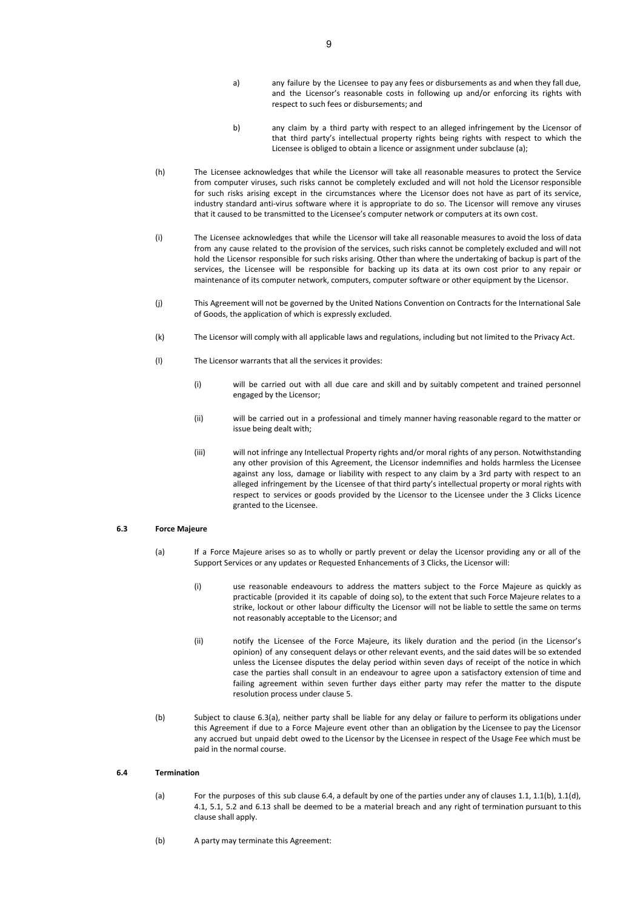a) any failure by the Licensee to pay any fees or disbursements as and when they fall due, and the Licensor's reasonable costs in following up and/or enforcing its rights with respect to such fees or disbursements; and

b) any claim by a third party with respect to an alleged infringement by the Licensor of that third party's intellectual property rights being rights with respect to which the Licensee is obliged to obtain a licence or assignment under subclause (a);

(h) The Licensee acknowledges that while the Licensor will take all reasonable measures to protect the Service from computer viruses, such risks cannot be completely excluded and will not hold the Licensor responsible for such risks arising except in the circumstances where the Licensor does not have as part of its service, industry standard anti-virus software where it is appropriate to do so. The Licensor will remove any viruses that it caused to be transmitted to the Licensee's computer network or computers at its own cost.

(i) The Licensee acknowledges that while the Licensor will take all reasonable measures to avoid the loss of data from any cause related to the provision of the services, such risks cannot be completely excluded and will not hold the Licensor responsible for such risks arising. Other than where the undertaking of backup is part of the services, the Licensee will be responsible for backing up its data at its own cost prior to any repair or maintenance of its computer network, computers, computer software or other equipment by the Licensor.

(j) This Agreement will not be governed by the United Nations Convention on Contracts for the International Sale of Goods, the application of which is expressly excluded.

(k) The Licensor will comply with all applicable laws and regulations, including but not limited to the Privacy Act.

(l) The Licensor warrants that all the services it provides:

(i) will be carried out with all due care and skill and by suitably competent and trained personnel engaged by the Licensor;

(ii) will be carried out in a professional and timely manner having reasonable regard to the matter or issue being dealt with;

(iii) will not infringe any Intellectual Property rights and/or moral rights of any person. Notwithstanding any other provision of this Agreement, the Licensor indemnifies and holds harmless the Licensee against any loss, damage or liability with respect to any claim by a 3rd party with respect to an alleged infringement by the Licensee of that third party's intellectual property or moral rights with respect to services or goods provided by the Licensor to the Licensee under the 3 Clicks Licence granted to the Licensee.

**6.3 Force Majeure**

(a) If a Force Majeure arises so as to wholly or partly prevent or delay the Licensor providing any or all of the Support Services or any updates or Requested Enhancements of 3 Clicks, the Licensor will:

(i) use reasonable endeavours to address the matters subject to the Force Majeure as quickly as practicable (provided it its capable of doing so), to the extent that such Force Majeure relates to a strike, lockout or other labour difficulty the Licensor will not be liable to settle the same on terms not reasonably acceptable to the Licensor; and

(ii) notify the Licensee of the Force Majeure, its likely duration and the period (in the Licensor's opinion) of any consequent delays or other relevant events, and the said dates will be so extended unless the Licensee disputes the delay period within seven days of receipt of the notice in which case the parties shall consult in an endeavour to agree upon a satisfactory extension of time and failing agreement within seven further days either party may refer the matter to the dispute resolution process under clause 5.

(b) Subject to clause 6.3(a), neither party shall be liable for any delay or failure to perform its obligations under this Agreement if due to a Force Majeure event other than an obligation by the Licensee to pay the Licensor any accrued but unpaid debt owed to the Licensor by the Licensee in respect of the Usage Fee which must be paid in the normal course.

**6.4 Termination**

(a) For the purposes of this sub clause 6.4, a default by one of the parties under any of clauses 1.1, 1.1(b), 1.1(d), 4.1, 5.1, 5.2 and 6.13 shall be deemed to be a material breach and any right of termination pursuant to this clause shall apply.

(b) A party may terminate this Agreement: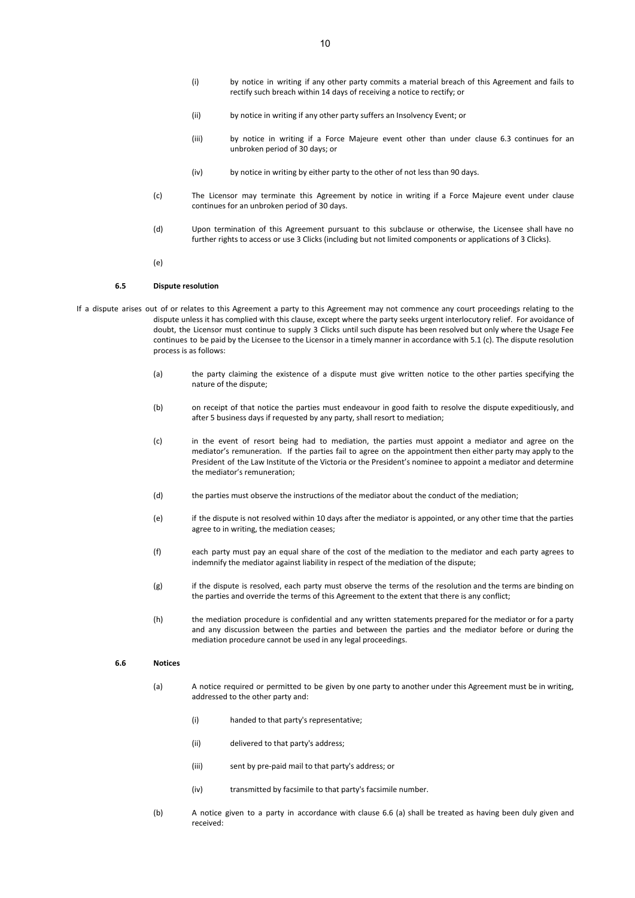(i) by notice in writing if any other party commits a material breach of this Agreement and fails to rectify such breach within 14 days of receiving a notice to rectify; or

(ii) by notice in writing if any other party suffers an Insolvency Event; or

(iii) by notice in writing if a Force Majeure event other than under clause 6.3 continues for an unbroken period of 30 days; or

(iv) by notice in writing by either party to the other of not less than 90 days.

(c) The Licensor may terminate this Agreement by notice in writing if a Force Majeure event under clause continues for an unbroken period of 30 days.

(d) Upon termination of this Agreement pursuant to this subclause or otherwise, the Licensee shall have no further rights to access or use 3 Clicks (including but not limited components or applications of 3 Clicks).

(e)

**6.5 Dispute resolution**

If a dispute arises out of or relates to this Agreement a party to this Agreement may not commence any court proceedings relating to the dispute unless it has complied with this clause, except where the party seeks urgent interlocutory relief. For avoidance of doubt, the Licensor must continue to supply 3 Clicks until such dispute has been resolved but only where the Usage Fee continues to be paid by the Licensee to the Licensor in a timely manner in accordance with 5.1 (c). The dispute resolution process is as follows:

(a) the party claiming the existence of a dispute must give written notice to the other parties specifying the nature of the dispute;

(b) on receipt of that notice the parties must endeavour in good faith to resolve the dispute expeditiously, and after 5 business days if requested by any party, shall resort to mediation;

(c) in the event of resort being had to mediation, the parties must appoint a mediator and agree on the mediator's remuneration. If the parties fail to agree on the appointment then either party may apply to the President of the Law Institute of the Victoria or the President's nominee to appoint a mediator and determine the mediator's remuneration;

(d) the parties must observe the instructions of the mediator about the conduct of the mediation;

(e) if the dispute is not resolved within 10 days after the mediator is appointed, or any other time that the parties agree to in writing, the mediation ceases;

(f) each party must pay an equal share of the cost of the mediation to the mediator and each party agrees to indemnify the mediator against liability in respect of the mediation of the dispute;

(g) if the dispute is resolved, each party must observe the terms of the resolution and the terms are binding on the parties and override the terms of this Agreement to the extent that there is any conflict;

(h) the mediation procedure is confidential and any written statements prepared for the mediator or for a party and any discussion between the parties and between the parties and the mediator before or during the mediation procedure cannot be used in any legal proceedings.

**6.6 Notices**

(a) A notice required or permitted to be given by one party to another under this Agreement must be in writing, addressed to the other party and:

(i) handed to that party's representative;

(ii) delivered to that party's address;

(iii) sent by pre-paid mail to that party's address; or

(iv) transmitted by facsimile to that party's facsimile number.

(b) A notice given to a party in accordance with clause 6.6 (a) shall be treated as having been duly given and received: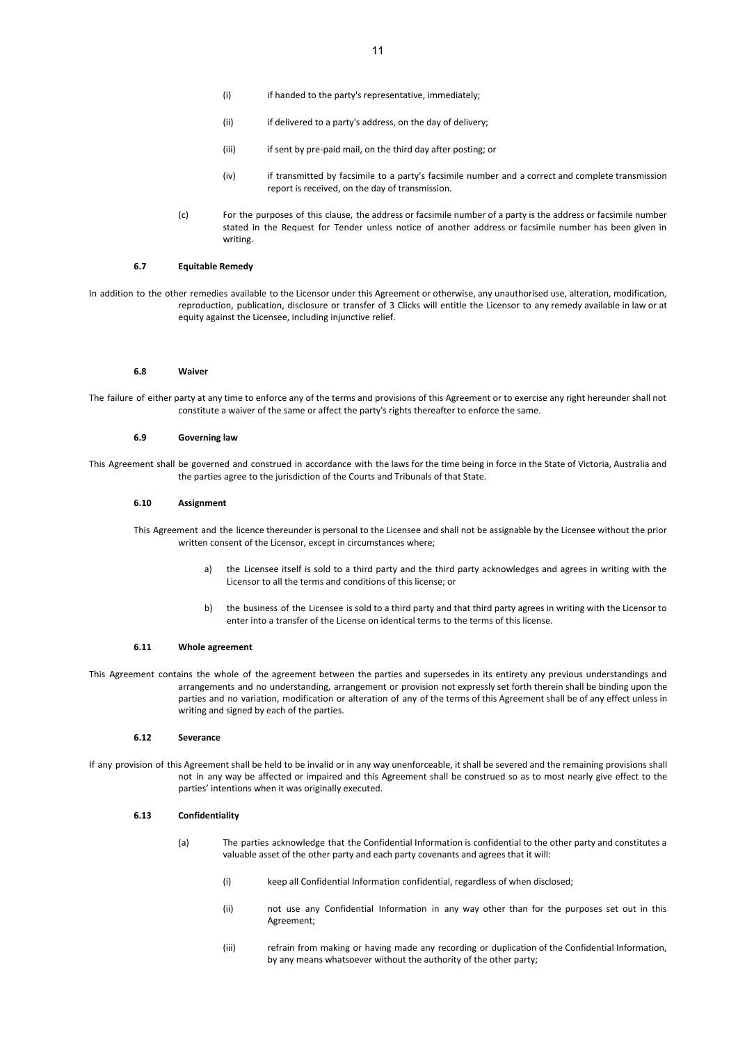(i) if handed to the party's representative, immediately;

(ii) if delivered to a party's address, on the day of delivery;

(iii) if sent by pre-paid mail, on the third day after posting; or

(iv) if transmitted by facsimile to a party's facsimile number and a correct and complete transmission report is received, on the day of transmission.

(c) For the purposes of this clause, the address or facsimile number of a party is the address or facsimile number stated in the Request for Tender unless notice of another address or facsimile number has been given in writing.

### 6.7 Equitable Remedy

In addition to the other remedies available to the Licensor under this Agreement or otherwise, any unauthorised use, alteration, modification, reproduction, publication, disclosure or transfer of 3 Clicks will entitle the Licensor to any remedy available in law or at equity against the Licensee, including injunctive relief.

### 6.8 Waiver

The failure of either party at any time to enforce any of the terms and provisions of this Agreement or to exercise any right hereunder shall not constitute a waiver of the same or affect the party's rights thereafter to enforce the same.

### 6.9 Governing law

This Agreement shall be governed and construed in accordance with the laws for the time being in force in the State of Victoria, Australia and the parties agree to the jurisdiction of the Courts and Tribunals of that State.

### 6.10 Assignment

This Agreement and the licence thereunder is personal to the Licensee and shall not be assignable by the Licensee without the prior written consent of the Licensor, except in circumstances where;

a) the Licensee itself is sold to a third party and the third party acknowledges and agrees in writing with the Licensor to all the terms and conditions of this license; or

b) the business of the Licensee is sold to a third party and that third party agrees in writing with the Licensor to enter into a transfer of the License on identical terms to the terms of this license.

### 6.11 Whole agreement

This Agreement contains the whole of the agreement between the parties and supersedes in its entirety any previous understandings and arrangements and no understanding, arrangement or provision not expressly set forth therein shall be binding upon the parties and no variation, modification or alteration of any of the terms of this Agreement shall be of any effect unless in writing and signed by each of the parties.

### 6.12 Severance

If any provision of this Agreement shall be held to be invalid or in any way unenforceable, it shall be severed and the remaining provisions shall not in any way be affected or impaired and this Agreement shall be construed so as to most nearly give effect to the parties' intentions when it was originally executed.

### 6.13 Confidentiality

(a) The parties acknowledge that the Confidential Information is confidential to the other party and constitutes a valuable asset of the other party and each party covenants and agrees that it will:

(i) keep all Confidential Information confidential, regardless of when disclosed;

(ii) not use any Confidential Information in any way other than for the purposes set out in this Agreement;

(iii) refrain from making or having made any recording or duplication of the Confidential Information, by any means whatsoever without the authority of the other party;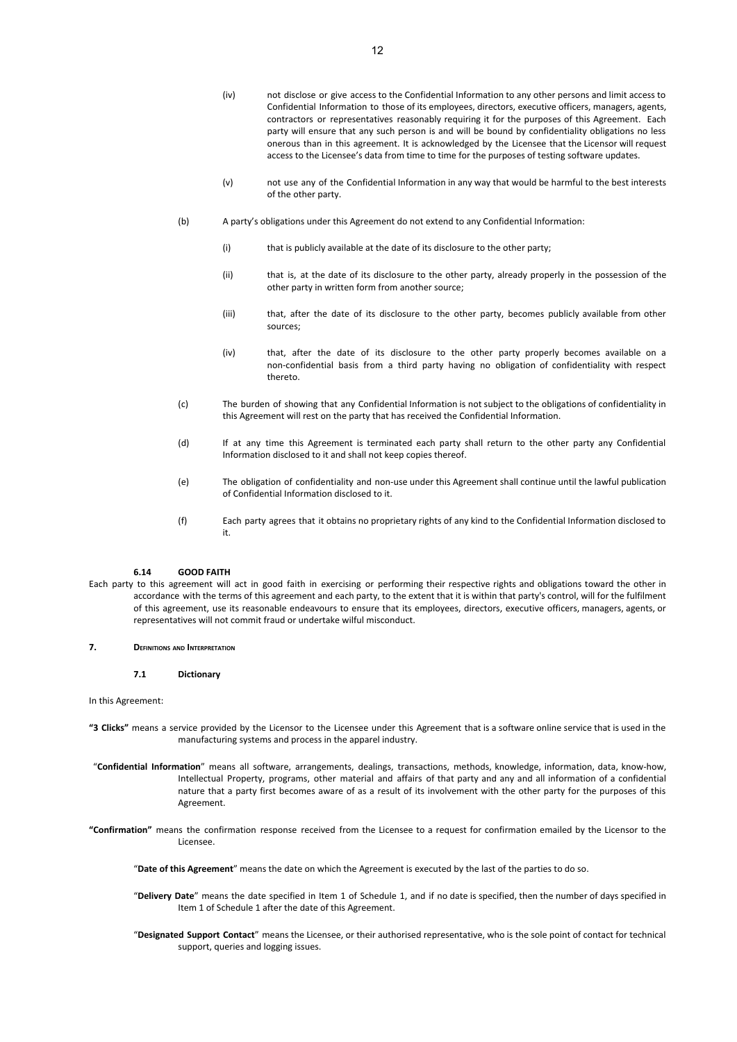(iv) not disclose or give access to the Confidential Information to any other persons and limit access to Confidential Information to those of its employees, directors, executive officers, managers, agents, contractors or representatives reasonably requiring it for the purposes of this Agreement. Each party will ensure that any such person is and will be bound by confidentiality obligations no less onerous than in this agreement. It is acknowledged by the Licensee that the Licensor will request access to the Licensee's data from time to time for the purposes of testing software updates.

(v) not use any of the Confidential Information in any way that would be harmful to the best interests of the other party.

(b) A party's obligations under this Agreement do not extend to any Confidential Information:

(i) that is publicly available at the date of its disclosure to the other party;

(ii) that is, at the date of its disclosure to the other party, already properly in the possession of the other party in written form from another source;

(iii) that, after the date of its disclosure to the other party, becomes publicly available from other sources;

(iv) that, after the date of its disclosure to the other party properly becomes available on a non-confidential basis from a third party having no obligation of confidentiality with respect thereto.

(c) The burden of showing that any Confidential Information is not subject to the obligations of confidentiality in this Agreement will rest on the party that has received the Confidential Information.

(d) If at any time this Agreement is terminated each party shall return to the other party any Confidential Information disclosed to it and shall not keep copies thereof.

(e) The obligation of confidentiality and non-use under this Agreement shall continue until the lawful publication of Confidential Information disclosed to it.

(f) Each party agrees that it obtains no proprietary rights of any kind to the Confidential Information disclosed to it.

### 6.14 GOOD FAITH

Each party to this agreement will act in good faith in exercising or performing their respective rights and obligations toward the other in accordance with the terms of this agreement and each party, to the extent that it is within that party's control, will for the fulfilment of this agreement, use its reasonable endeavours to ensure that its employees, directors, executive officers, managers, agents, or representatives will not commit fraud or undertake wilful misconduct.

## 7. DEFINITIONS AND INTERPRETATION

### 7.1 Dictionary

In this Agreement:

**"3 Clicks"** means a service provided by the Licensor to the Licensee under this Agreement that is a software online service that is used in the manufacturing systems and process in the apparel industry.

"**Confidential Information**" means all software, arrangements, dealings, transactions, methods, knowledge, information, data, know-how, Intellectual Property, programs, other material and affairs of that party and any and all information of a confidential nature that a party first becomes aware of as a result of its involvement with the other party for the purposes of this Agreement.

**"Confirmation"** means the confirmation response received from the Licensee to a request for confirmation emailed by the Licensor to the Licensee.

"**Date of this Agreement**" means the date on which the Agreement is executed by the last of the parties to do so.

"**Delivery Date**" means the date specified in Item 1 of Schedule 1, and if no date is specified, then the number of days specified in Item 1 of Schedule 1 after the date of this Agreement.

"**Designated Support Contact**" means the Licensee, or their authorised representative, who is the sole point of contact for technical support, queries and logging issues.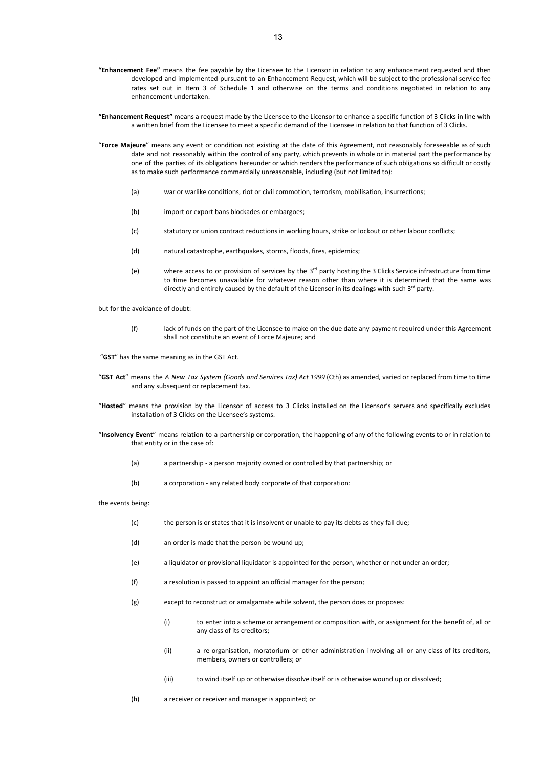**"Enhancement Fee"** means the fee payable by the Licensee to the Licensor in relation to any enhancement requested and then developed and implemented pursuant to an Enhancement Request, which will be subject to the professional service fee rates set out in Item 3 of Schedule 1 and otherwise on the terms and conditions negotiated in relation to any enhancement undertaken.

**"Enhancement Request"** means a request made by the Licensee to the Licensor to enhance a specific function of 3 Clicks in line with a written brief from the Licensee to meet a specific demand of the Licensee in relation to that function of 3 Clicks.

"**Force Majeure**" means any event or condition not existing at the date of this Agreement, not reasonably foreseeable as of such date and not reasonably within the control of any party, which prevents in whole or in material part the performance by one of the parties of its obligations hereunder or which renders the performance of such obligations so difficult or costly as to make such performance commercially unreasonable, including (but not limited to):

(a) war or warlike conditions, riot or civil commotion, terrorism, mobilisation, insurrections;

(b) import or export bans blockades or embargoes;

(c) statutory or union contract reductions in working hours, strike or lockout or other labour conflicts;

(d) natural catastrophe, earthquakes, storms, floods, fires, epidemics;

(e) where access to or provision of services by the 3rd party hosting the 3 Clicks Service infrastructure from time to time becomes unavailable for whatever reason other than where it is determined that the same was directly and entirely caused by the default of the Licensor in its dealings with such 3rd party.

but for the avoidance of doubt:

(f) lack of funds on the part of the Licensee to make on the due date any payment required under this Agreement shall not constitute an event of Force Majeure; and

"**GST**" has the same meaning as in the GST Act.

"**GST Act**" means the *A New Tax System (Goods and Services Tax) Act 1999* (Cth) as amended, varied or replaced from time to time and any subsequent or replacement tax.

"**Hosted**" means the provision by the Licensor of access to 3 Clicks installed on the Licensor's servers and specifically excludes installation of 3 Clicks on the Licensee's systems.

"**Insolvency Event**" means relation to a partnership or corporation, the happening of any of the following events to or in relation to that entity or in the case of:

(a) a partnership - a person majority owned or controlled by that partnership; or

(b) a corporation - any related body corporate of that corporation:

the events being:

(c) the person is or states that it is insolvent or unable to pay its debts as they fall due;

(d) an order is made that the person be wound up;

(e) a liquidator or provisional liquidator is appointed for the person, whether or not under an order;

(f) a resolution is passed to appoint an official manager for the person;

(g) except to reconstruct or amalgamate while solvent, the person does or proposes:

(i) to enter into a scheme or arrangement or composition with, or assignment for the benefit of, all or any class of its creditors;

(ii) a re-organisation, moratorium or other administration involving all or any class of its creditors, members, owners or controllers; or

(iii) to wind itself up or otherwise dissolve itself or is otherwise wound up or dissolved;

(h) a receiver or receiver and manager is appointed; or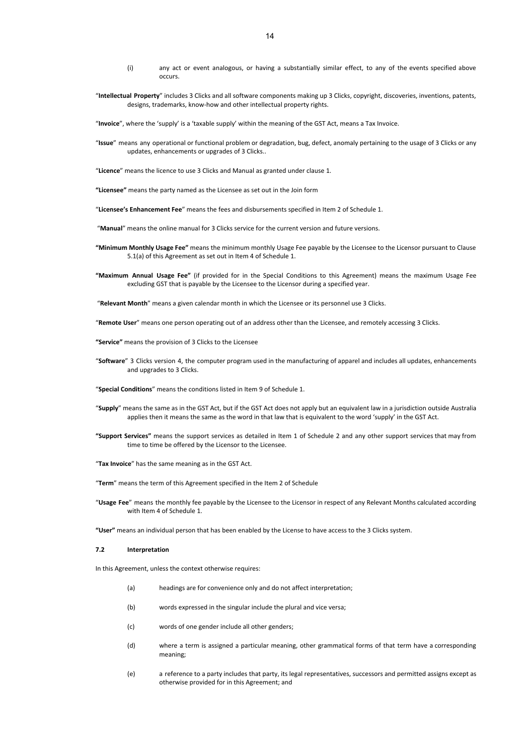(i) any act or event analogous, or having a substantially similar effect, to any of the events specified above occurs.

"**Intellectual Property**" includes 3 Clicks and all software components making up 3 Clicks, copyright, discoveries, inventions, patents, designs, trademarks, know-how and other intellectual property rights.

"**Invoice**", where the 'supply' is a 'taxable supply' within the meaning of the GST Act, means a Tax Invoice.

"**Issue**" means any operational or functional problem or degradation, bug, defect, anomaly pertaining to the usage of 3 Clicks or any updates, enhancements or upgrades of 3 Clicks..

"**Licence**" means the licence to use 3 Clicks and Manual as granted under clause 1.

**"Licensee"** means the party named as the Licensee as set out in the Join form

"**Licensee's Enhancement Fee**" means the fees and disbursements specified in Item 2 of Schedule 1.

"**Manual**" means the online manual for 3 Clicks service for the current version and future versions.

**"Minimum Monthly Usage Fee"** means the minimum monthly Usage Fee payable by the Licensee to the Licensor pursuant to Clause 5.1(a) of this Agreement as set out in Item 4 of Schedule 1.

**"Maximum Annual Usage Fee"** (if provided for in the Special Conditions to this Agreement) means the maximum Usage Fee excluding GST that is payable by the Licensee to the Licensor during a specified year.

"**Relevant Month**" means a given calendar month in which the Licensee or its personnel use 3 Clicks.

"**Remote User**" means one person operating out of an address other than the Licensee, and remotely accessing 3 Clicks.

**"Service"** means the provision of 3 Clicks to the Licensee

"**Software**" 3 Clicks version 4, the computer program used in the manufacturing of apparel and includes all updates, enhancements and upgrades to 3 Clicks.

"**Special Conditions**" means the conditions listed in Item 9 of Schedule 1.

"**Supply**" means the same as in the GST Act, but if the GST Act does not apply but an equivalent law in a jurisdiction outside Australia applies then it means the same as the word in that law that is equivalent to the word 'supply' in the GST Act.

**"Support Services"** means the support services as detailed in Item 1 of Schedule 2 and any other support services that may from time to time be offered by the Licensor to the Licensee.

"**Tax Invoice**" has the same meaning as in the GST Act.

"**Term**" means the term of this Agreement specified in the Item 2 of Schedule

"**Usage Fee**" means the monthly fee payable by the Licensee to the Licensor in respect of any Relevant Months calculated according with Item 4 of Schedule 1.

**"User"** means an individual person that has been enabled by the License to have access to the 3 Clicks system.

### 7.2 Interpretation

In this Agreement, unless the context otherwise requires:

(a) headings are for convenience only and do not affect interpretation;

(b) words expressed in the singular include the plural and vice versa;

(c) words of one gender include all other genders;

(d) where a term is assigned a particular meaning, other grammatical forms of that term have a corresponding meaning;

(e) a reference to a party includes that party, its legal representatives, successors and permitted assigns except as otherwise provided for in this Agreement; and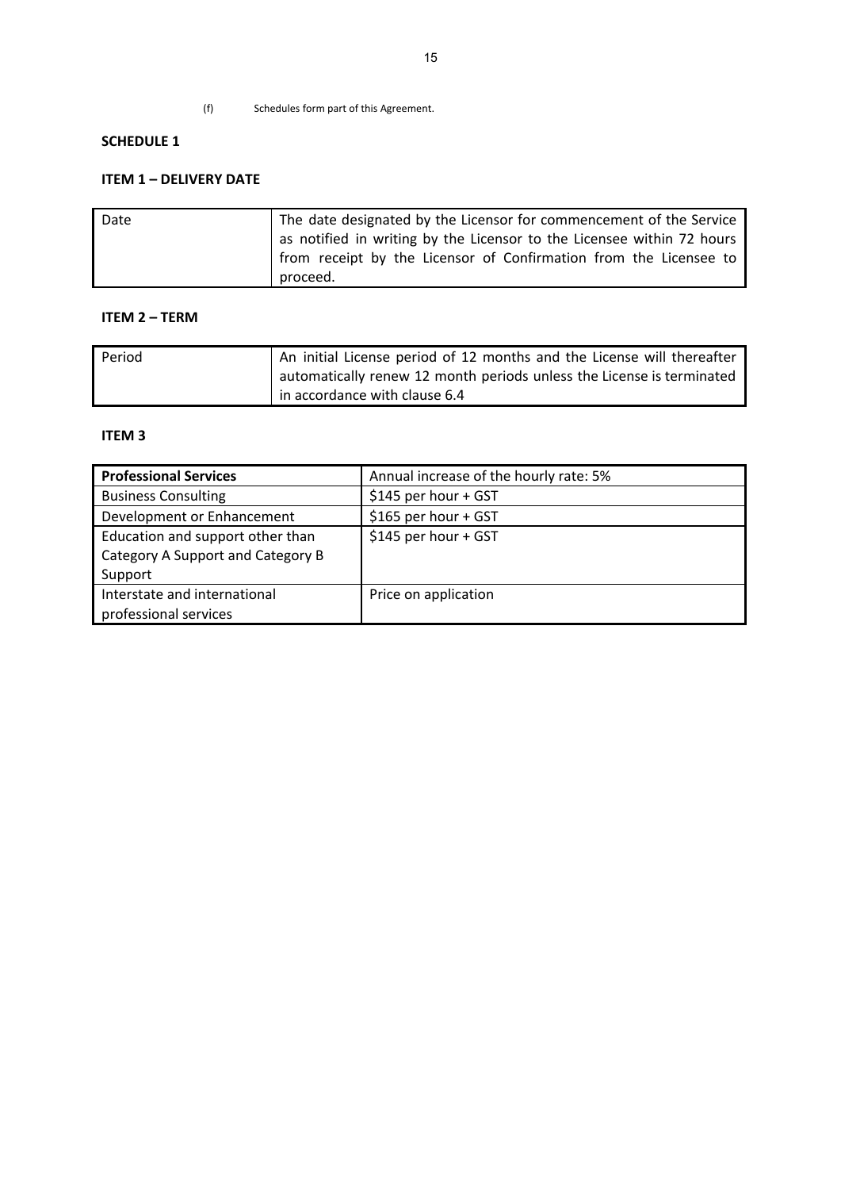(f) Schedules form part of this Agreement.

**SCHEDULE 1**

**ITEM 1 – DELIVERY DATE**

| Date | The date designated by the Licensor for commencement of the Service as notified in writing by the Licensor to the Licensee within 72 hours from receipt by the Licensor of Confirmation from the Licensee to proceed. |
|---|---|

**ITEM 2 – TERM**

| Period | An initial License period of 12 months and the License will thereafter automatically renew 12 month periods unless the License is terminated in accordance with clause 6.4 |
|---|---|

**ITEM 3**

| **Professional Services** | Annual increase of the hourly rate: 5% |
|---|---|
| Business Consulting | $145 per hour + GST |
| Development or Enhancement | $165 per hour + GST |
| Education and support other than Category A Support and Category B Support | $145 per hour + GST |
| Interstate and international professional services | Price on application |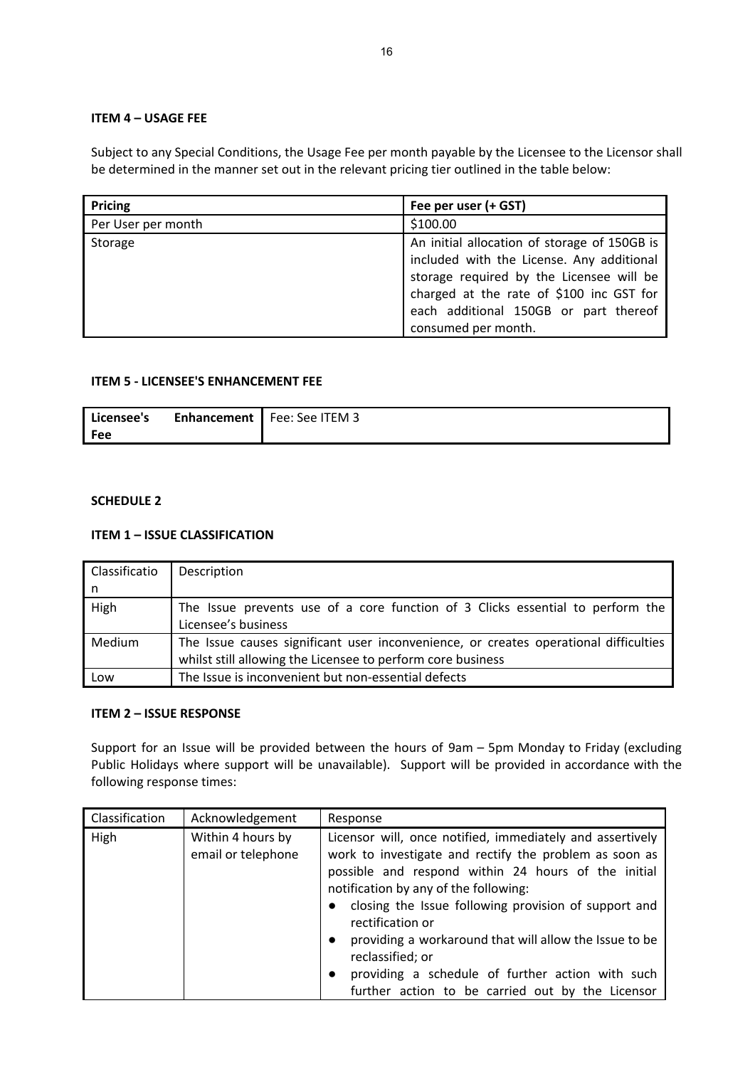**ITEM 4 – USAGE FEE**

Subject to any Special Conditions, the Usage Fee per month payable by the Licensee to the Licensor shall be determined in the manner set out in the relevant pricing tier outlined in the table below:

| Pricing | Fee per user (+ GST) |
|---|---|
| Per User per month | $100.00 |
| Storage | An initial allocation of storage of 150GB is included with the License. Any additional storage required by the Licensee will be charged at the rate of $100 inc GST for each additional 150GB or part thereof consumed per month. |

**ITEM 5 - LICENSEE'S ENHANCEMENT FEE**

| Licensee's Enhancement Fee | Fee: See ITEM 3 |
|---|---|

**SCHEDULE 2**

**ITEM 1 – ISSUE CLASSIFICATION**

| Classification | Description |
|---|---|
| High | The Issue prevents use of a core function of 3 Clicks essential to perform the Licensee's business |
| Medium | The Issue causes significant user inconvenience, or creates operational difficulties whilst still allowing the Licensee to perform core business |
| Low | The Issue is inconvenient but non-essential defects |

**ITEM 2 – ISSUE RESPONSE**

Support for an Issue will be provided between the hours of 9am – 5pm Monday to Friday (excluding Public Holidays where support will be unavailable). Support will be provided in accordance with the following response times:

| Classification | Acknowledgement | Response |
|---|---|---|
| High | Within 4 hours by email or telephone | Licensor will, once notified, immediately and assertively work to investigate and rectify the problem as soon as possible and respond within 24 hours of the initial notification by any of the following:<br>● closing the Issue following provision of support and rectification or<br>● providing a workaround that will allow the Issue to be reclassified; or<br>● providing a schedule of further action with such further action to be carried out by the Licensor |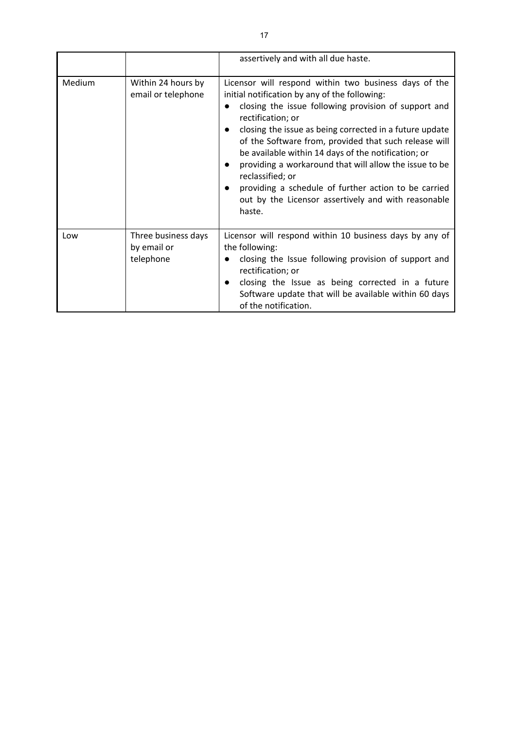| | | |
|---|---|---|
| | | assertively and with all due haste. |
| Medium | Within 24 hours by email or telephone | Licensor will respond within two business days of the initial notification by any of the following:<br>● closing the issue following provision of support and rectification; or<br>● closing the issue as being corrected in a future update of the Software from, provided that such release will be available within 14 days of the notification; or<br>● providing a workaround that will allow the issue to be reclassified; or<br>● providing a schedule of further action to be carried out by the Licensor assertively and with reasonable haste. |
| Low | Three business days by email or telephone | Licensor will respond within 10 business days by any of the following:<br>● closing the Issue following provision of support and rectification; or<br>● closing the Issue as being corrected in a future Software update that will be available within 60 days of the notification. |